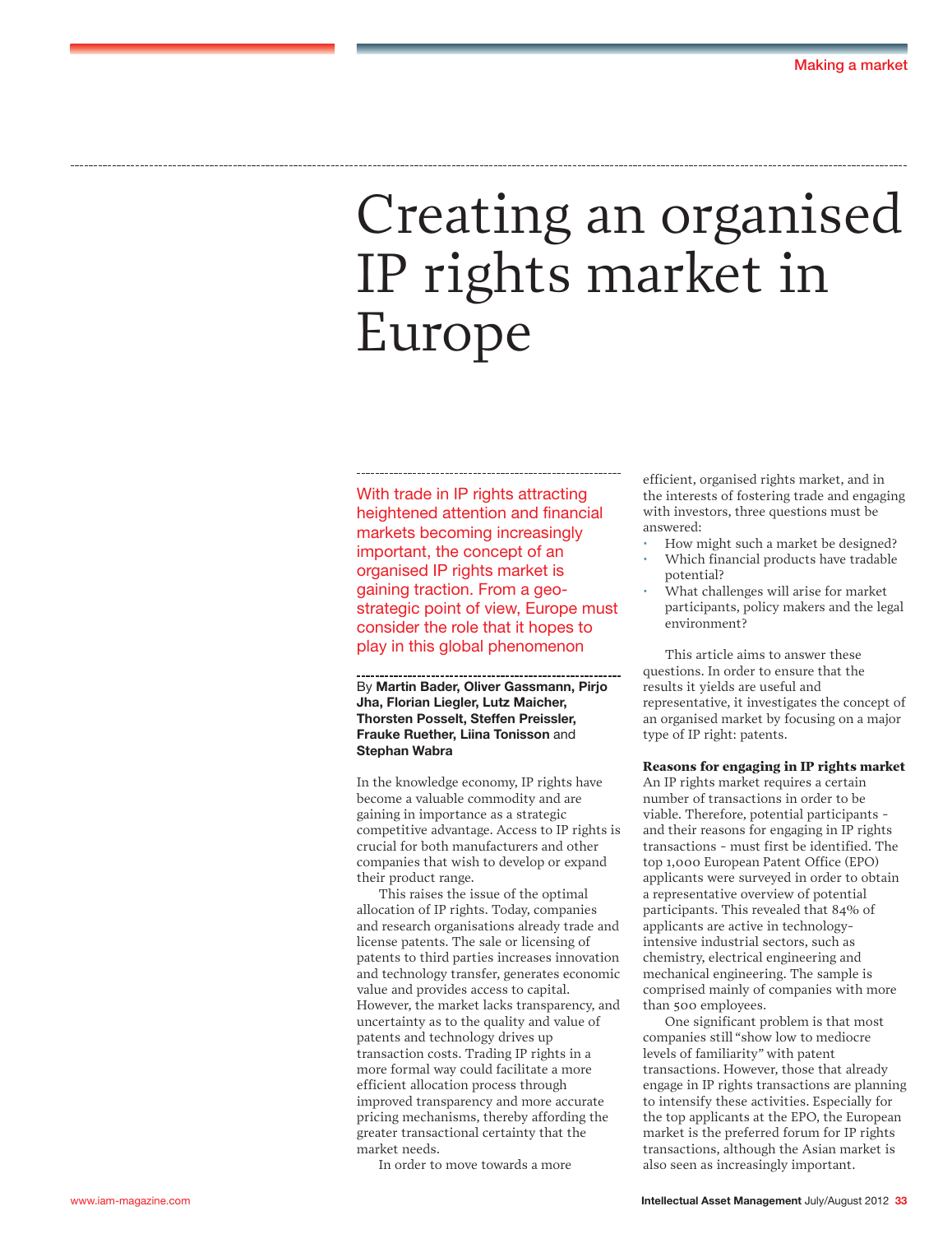# Creating an organised IP rights market in Europe

With trade in IP rights attracting heightened attention and financial markets becoming increasingly important, the concept of an organised IP rights market is gaining traction. From a geo-strategic point of view, Europe must consider the role that it hopes to play in this global phenomenon

By **Martin Bader, Oliver Gassmann, Pirjo Jha, Florian Liegler, Lutz Maicher, Thorsten Posselt, Steffen Preissler, Frauke Ruether, Liina Tonisson** and **Stephan Wabra**

In the knowledge economy, IP rights have become a valuable commodity and are gaining in importance as a strategic competitive advantage. Access to IP rights is crucial for both manufacturers and other companies that wish to develop or expand their product range.

This raises the issue of the optimal allocation of IP rights. Today, companies and research organisations already trade and license patents. The sale or licensing of patents to third parties increases innovation and technology transfer, generates economic value and provides access to capital. However, the market lacks transparency, and uncertainty as to the quality and value of patents and technology drives up transaction costs. Trading IP rights in a more formal way could facilitate a more efficient allocation process through improved transparency and more accurate pricing mechanisms, thereby affording the greater transactional certainty that the market needs.

In order to move towards a more efficient, organised rights market, and in the interests of fostering trade and engaging with investors, three questions must be answered:

- How might such a market be designed?
- Which financial products have tradable potential?
- What challenges will arise for market participants, policy makers and the legal environment?

This article aims to answer these questions. In order to ensure that the results it yields are useful and representative, it investigates the concept of an organised market by focusing on a major type of IP right: patents.

### Reasons for engaging in IP rights market

An IP rights market requires a certain number of transactions in order to be viable. Therefore, potential participants - and their reasons for engaging in IP rights transactions - must first be identified. The top 1,000 European Patent Office (EPO) applicants were surveyed in order to obtain a representative overview of potential participants. This revealed that 84% of applicants are active in technology-intensive industrial sectors, such as chemistry, electrical engineering and mechanical engineering. The sample is comprised mainly of companies with more than 500 employees.

One significant problem is that most companies still "show low to mediocre levels of familiarity" with patent transactions. However, those that already engage in IP rights transactions are planning to intensify these activities. Especially for the top applicants at the EPO, the European market is the preferred forum for IP rights transactions, although the Asian market is also seen as increasingly important.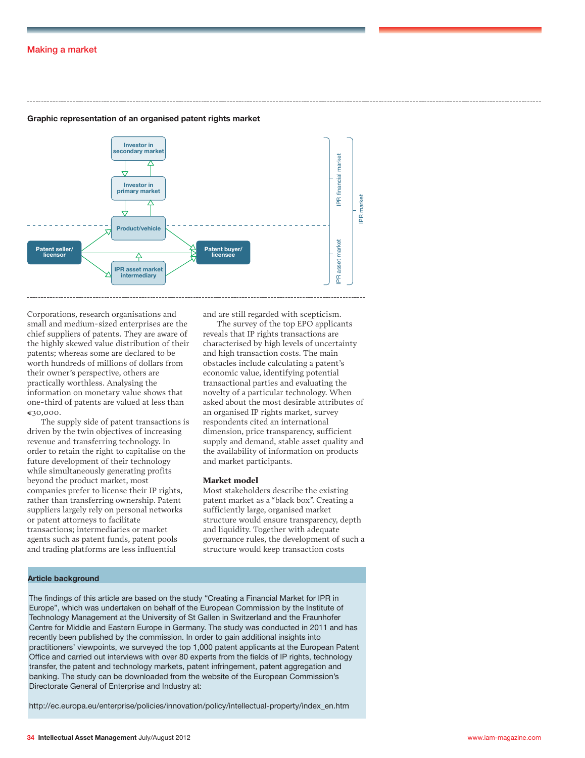**Graphic representation of an organised patent rights market**

Investor in secondary market

Investor in primary market

Product/vehicle

Patent seller/ licensor

Patent buyer/ licensee

IPR asset market intermediary

IPR financial market

IPR asset market

IPR market

Corporations, research organisations and small and medium-sized enterprises are the chief suppliers of patents. They are aware of the highly skewed value distribution of their patents; whereas some are declared to be worth hundreds of millions of dollars from their owner's perspective, others are practically worthless. Analysing the information on monetary value shows that one-third of patents are valued at less than €30,000.

The supply side of patent transactions is driven by the twin objectives of increasing revenue and transferring technology. In order to retain the right to capitalise on the future development of their technology while simultaneously generating profits beyond the product market, most companies prefer to license their IP rights, rather than transferring ownership. Patent suppliers largely rely on personal networks or patent attorneys to facilitate transactions; intermediaries or market agents such as patent funds, patent pools and trading platforms are less influential and are still regarded with scepticism.

The survey of the top EPO applicants reveals that IP rights transactions are characterised by high levels of uncertainty and high transaction costs. The main obstacles include calculating a patent's economic value, identifying potential transactional parties and evaluating the novelty of a particular technology. When asked about the most desirable attributes of an organised IP rights market, survey respondents cited an international dimension, price transparency, sufficient supply and demand, stable asset quality and the availability of information on products and market participants.

### Market model

Most stakeholders describe the existing patent market as a "black box". Creating a sufficiently large, organised market structure would ensure transparency, depth and liquidity. Together with adequate governance rules, the development of such a structure would keep transaction costs

**Article background**

The findings of this article are based on the study "Creating a Financial Market for IPR in Europe", which was undertaken on behalf of the European Commission by the Institute of Technology Management at the University of St Gallen in Switzerland and the Fraunhofer Centre for Middle and Eastern Europe in Germany. The study was conducted in 2011 and has recently been published by the commission. In order to gain additional insights into practitioners' viewpoints, we surveyed the top 1,000 patent applicants at the European Patent Office and carried out interviews with over 80 experts from the fields of IP rights, technology transfer, the patent and technology markets, patent infringement, patent aggregation and banking. The study can be downloaded from the website of the European Commission's Directorate General of Enterprise and Industry at:

http://ec.europa.eu/enterprise/policies/innovation/policy/intellectual-property/index_en.htm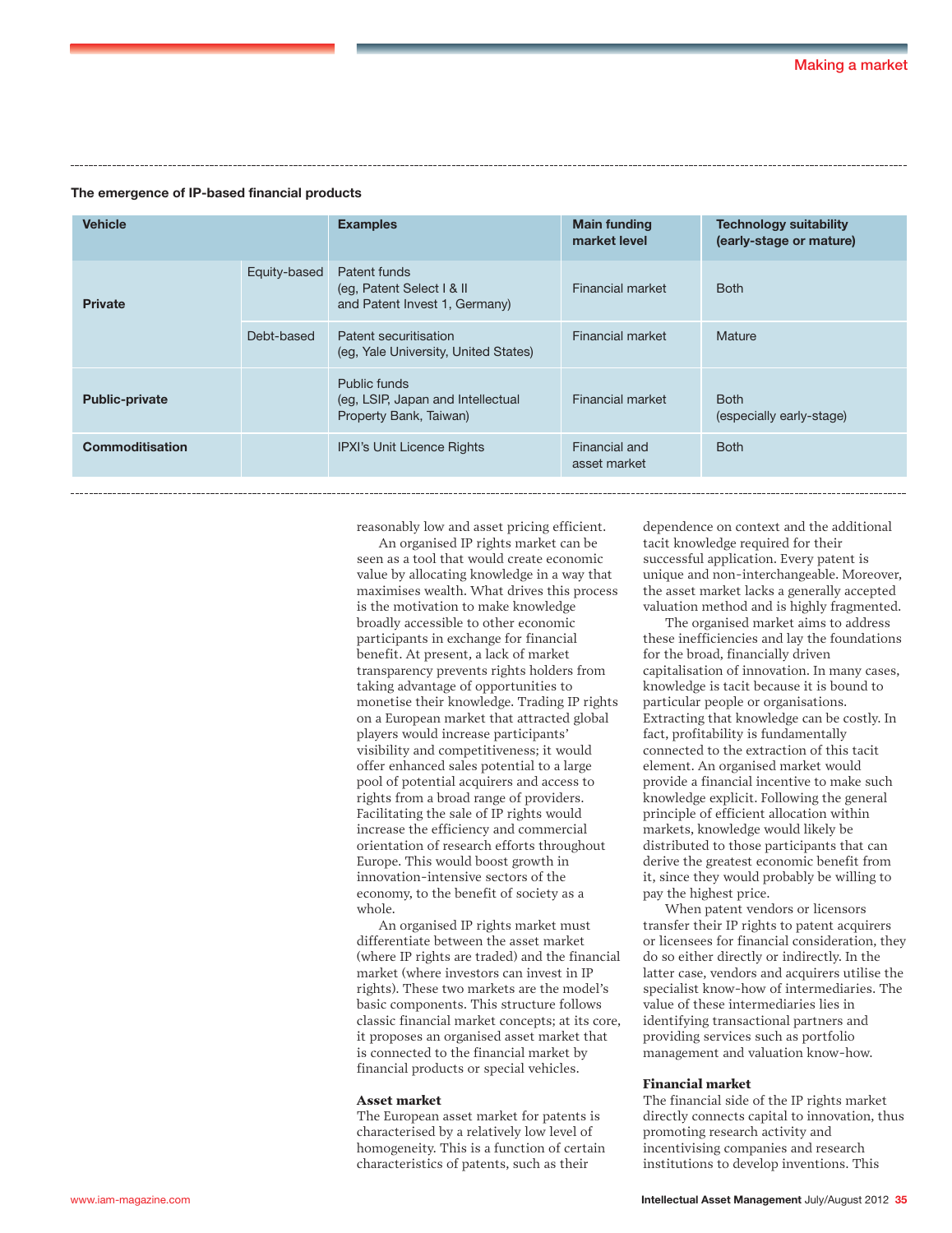**The emergence of IP-based financial products**

| Vehicle | | Examples | Main funding market level | Technology suitability (early-stage or mature) |
|---|---|---|---|---|
| **Private** | Equity-based | Patent funds (eg, Patent Select I & II and Patent Invest 1, Germany) | Financial market | Both |
| | Debt-based | Patent securitisation (eg, Yale University, United States) | Financial market | Mature |
| **Public-private** | | Public funds (eg, LSIP, Japan and Intellectual Property Bank, Taiwan) | Financial market | Both (especially early-stage) |
| **Commoditisation** | | IPXI's Unit Licence Rights | Financial and asset market | Both |

reasonably low and asset pricing efficient.

An organised IP rights market can be seen as a tool that would create economic value by allocating knowledge in a way that maximises wealth. What drives this process is the motivation to make knowledge broadly accessible to other economic participants in exchange for financial benefit. At present, a lack of market transparency prevents rights holders from taking advantage of opportunities to monetise their knowledge. Trading IP rights on a European market that attracted global players would increase participants' visibility and competitiveness; it would offer enhanced sales potential to a large pool of potential acquirers and access to rights from a broad range of providers. Facilitating the sale of IP rights would increase the efficiency and commercial orientation of research efforts throughout Europe. This would boost growth in innovation-intensive sectors of the economy, to the benefit of society as a whole.

An organised IP rights market must differentiate between the asset market (where IP rights are traded) and the financial market (where investors can invest in IP rights). These two markets are the model's basic components. This structure follows classic financial market concepts; at its core, it proposes an organised asset market that is connected to the financial market by financial products or special vehicles.

### Asset market

The European asset market for patents is characterised by a relatively low level of homogeneity. This is a function of certain characteristics of patents, such as their dependence on context and the additional tacit knowledge required for their successful application. Every patent is unique and non-interchangeable. Moreover, the asset market lacks a generally accepted valuation method and is highly fragmented.

The organised market aims to address these inefficiencies and lay the foundations for the broad, financially driven capitalisation of innovation. In many cases, knowledge is tacit because it is bound to particular people or organisations. Extracting that knowledge can be costly. In fact, profitability is fundamentally connected to the extraction of this tacit element. An organised market would provide a financial incentive to make such knowledge explicit. Following the general principle of efficient allocation within markets, knowledge would likely be distributed to those participants that can derive the greatest economic benefit from it, since they would probably be willing to pay the highest price.

When patent vendors or licensors transfer their IP rights to patent acquirers or licensees for financial consideration, they do so either directly or indirectly. In the latter case, vendors and acquirers utilise the specialist know-how of intermediaries. The value of these intermediaries lies in identifying transactional partners and providing services such as portfolio management and valuation know-how.

### Financial market

The financial side of the IP rights market directly connects capital to innovation, thus promoting research activity and incentivising companies and research institutions to develop inventions. This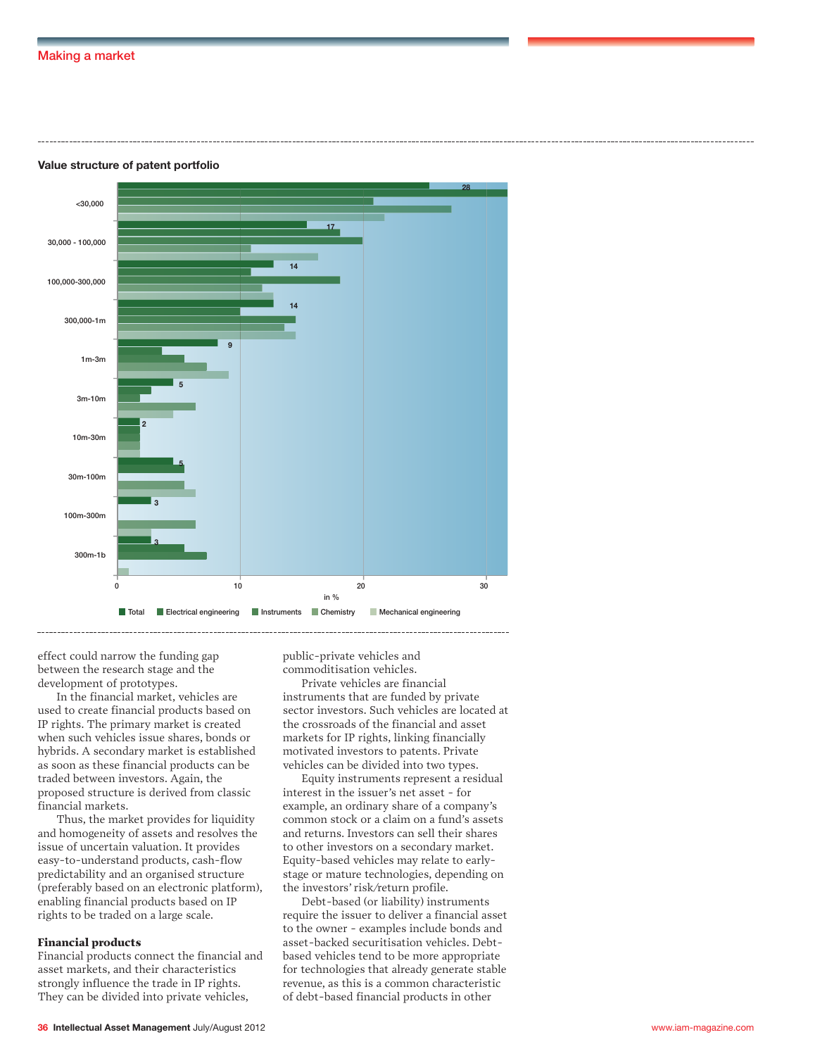**Value structure of patent portfolio**

| Value | Total (in %) |
|---|---|
| <30,000 | 28 |
| 30,000 - 100,000 | 17 |
| 100,000-300,000 | 14 |
| 300,000-1m | 14 |
| 1m-3m | 9 |
| 3m-10m | 5 |
| 10m-30m | 2 |
| 30m-100m | 5 |
| 100m-300m | 3 |
| 300m-1b | 3 |

in %

Total | Electrical engineering | Instruments | Chemistry | Mechanical engineering

effect could narrow the funding gap between the research stage and the development of prototypes.

In the financial market, vehicles are used to create financial products based on IP rights. The primary market is created when such vehicles issue shares, bonds or hybrids. A secondary market is established as soon as these financial products can be traded between investors. Again, the proposed structure is derived from classic financial markets.

Thus, the market provides for liquidity and homogeneity of assets and resolves the issue of uncertain valuation. It provides easy-to-understand products, cash-flow predictability and an organised structure (preferably based on an electronic platform), enabling financial products based on IP rights to be traded on a large scale.

### Financial products

Financial products connect the financial and asset markets, and their characteristics strongly influence the trade in IP rights. They can be divided into private vehicles, public-private vehicles and commoditisation vehicles.

Private vehicles are financial instruments that are funded by private sector investors. Such vehicles are located at the crossroads of the financial and asset markets for IP rights, linking financially motivated investors to patents. Private vehicles can be divided into two types.

Equity instruments represent a residual interest in the issuer's net asset - for example, an ordinary share of a company's common stock or a claim on a fund's assets and returns. Investors can sell their shares to other investors on a secondary market. Equity-based vehicles may relate to early-stage or mature technologies, depending on the investors' risk/return profile.

Debt-based (or liability) instruments require the issuer to deliver a financial asset to the owner - examples include bonds and asset-backed securitisation vehicles. Debt-based vehicles tend to be more appropriate for technologies that already generate stable revenue, as this is a common characteristic of debt-based financial products in other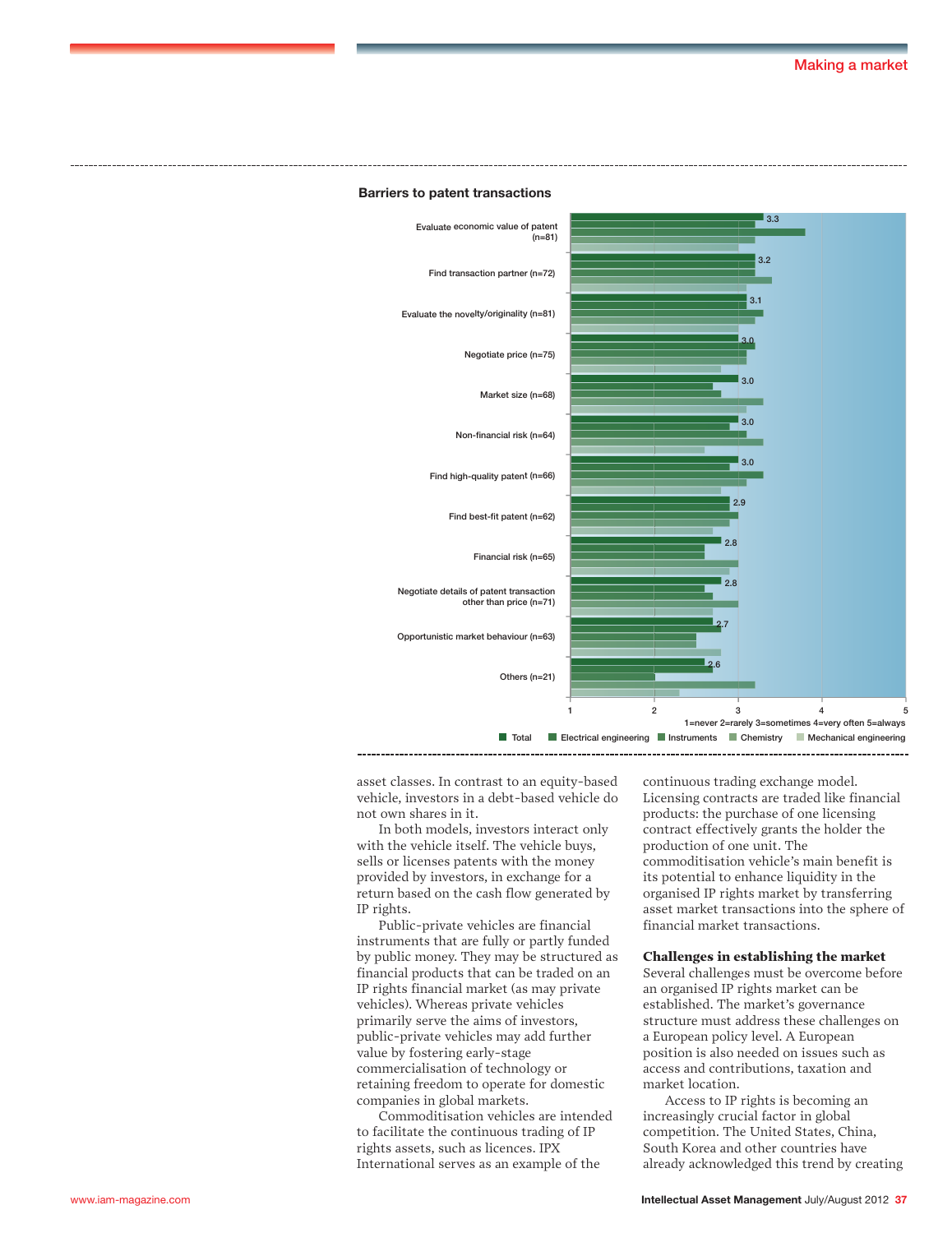### Barriers to patent transactions

| Barrier | Total |
|---|---|
| Evaluate economic value of patent (n=81) | 3.3 |
| Find transaction partner (n=72) | 3.2 |
| Evaluate the novelty/originality (n=81) | 3.1 |
| Negotiate price (n=75) | 3.0 |
| Market size (n=68) | 3.0 |
| Non-financial risk (n=64) | 3.0 |
| Find high-quality patent (n=66) | 3.0 |
| Find best-fit patent (n=62) | 2.9 |
| Financial risk (n=65) | 2.8 |
| Negotiate details of patent transaction other than price (n=71) | 2.8 |
| Opportunistic market behaviour (n=63) | 2.7 |
| Others (n=21) | 2.6 |

1=never 2=rarely 3=sometimes 4=very often 5=always

Total | Electrical engineering | Instruments | Chemistry | Mechanical engineering

asset classes. In contrast to an equity-based vehicle, investors in a debt-based vehicle do not own shares in it.

In both models, investors interact only with the vehicle itself. The vehicle buys, sells or licenses patents with the money provided by investors, in exchange for a return based on the cash flow generated by IP rights.

Public-private vehicles are financial instruments that are fully or partly funded by public money. They may be structured as financial products that can be traded on an IP rights financial market (as may private vehicles). Whereas private vehicles primarily serve the aims of investors, public-private vehicles may add further value by fostering early-stage commercialisation of technology or retaining freedom to operate for domestic companies in global markets.

Commoditisation vehicles are intended to facilitate the continuous trading of IP rights assets, such as licences. IPX International serves as an example of the continuous trading exchange model. Licensing contracts are traded like financial products: the purchase of one licensing contract effectively grants the holder the production of one unit. The commoditisation vehicle's main benefit is its potential to enhance liquidity in the organised IP rights market by transferring asset market transactions into the sphere of financial market transactions.

### Challenges in establishing the market

Several challenges must be overcome before an organised IP rights market can be established. The market's governance structure must address these challenges on a European policy level. A European position is also needed on issues such as access and contributions, taxation and market location.

Access to IP rights is becoming an increasingly crucial factor in global competition. The United States, China, South Korea and other countries have already acknowledged this trend by creating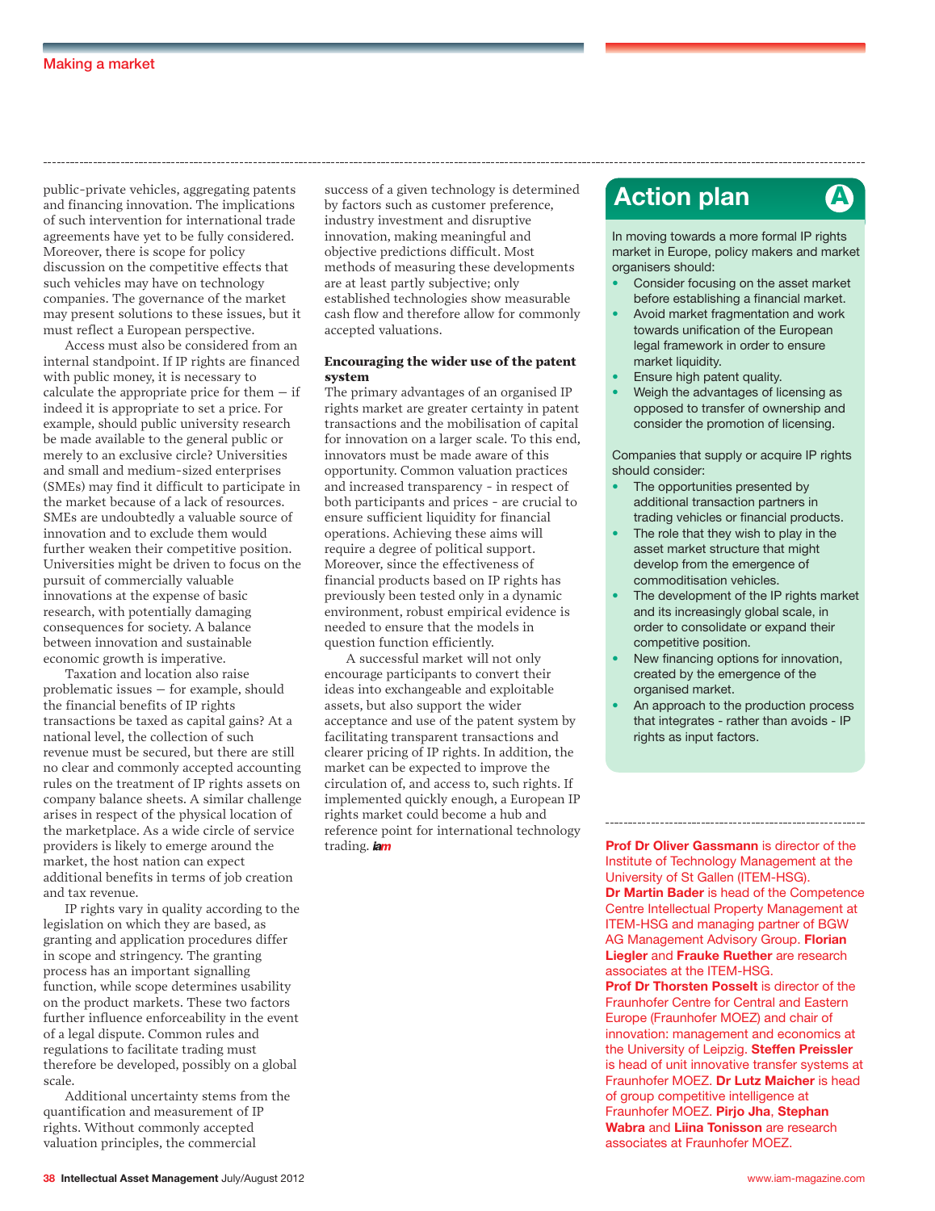public-private vehicles, aggregating patents and financing innovation. The implications of such intervention for international trade agreements have yet to be fully considered. Moreover, there is scope for policy discussion on the competitive effects that such vehicles may have on technology companies. The governance of the market may present solutions to these issues, but it must reflect a European perspective.

Access must also be considered from an internal standpoint. If IP rights are financed with public money, it is necessary to calculate the appropriate price for them – if indeed it is appropriate to set a price. For example, should public university research be made available to the general public or merely to an exclusive circle? Universities and small and medium-sized enterprises (SMEs) may find it difficult to participate in the market because of a lack of resources. SMEs are undoubtedly a valuable source of innovation and to exclude them would further weaken their competitive position. Universities might be driven to focus on the pursuit of commercially valuable innovations at the expense of basic research, with potentially damaging consequences for society. A balance between innovation and sustainable economic growth is imperative.

Taxation and location also raise problematic issues – for example, should the financial benefits of IP rights transactions be taxed as capital gains? At a national level, the collection of such revenue must be secured, but there are still no clear and commonly accepted accounting rules on the treatment of IP rights assets on company balance sheets. A similar challenge arises in respect of the physical location of the marketplace. As a wide circle of service providers is likely to emerge around the market, the host nation can expect additional benefits in terms of job creation and tax revenue.

IP rights vary in quality according to the legislation on which they are based, as granting and application procedures differ in scope and stringency. The granting process has an important signalling function, while scope determines usability on the product markets. These two factors further influence enforceability in the event of a legal dispute. Common rules and regulations to facilitate trading must therefore be developed, possibly on a global scale.

Additional uncertainty stems from the quantification and measurement of IP rights. Without commonly accepted valuation principles, the commercial success of a given technology is determined by factors such as customer preference, industry investment and disruptive innovation, making meaningful and objective predictions difficult. Most methods of measuring these developments are at least partly subjective; only established technologies show measurable cash flow and therefore allow for commonly accepted valuations.

### Encouraging the wider use of the patent system

The primary advantages of an organised IP rights market are greater certainty in patent transactions and the mobilisation of capital for innovation on a larger scale. To this end, innovators must be made aware of this opportunity. Common valuation practices and increased transparency - in respect of both participants and prices - are crucial to ensure sufficient liquidity for financial operations. Achieving these aims will require a degree of political support. Moreover, since the effectiveness of financial products based on IP rights has previously been tested only in a dynamic environment, robust empirical evidence is needed to ensure that the models in question function efficiently.

A successful market will not only encourage participants to convert their ideas into exchangeable and exploitable assets, but also support the wider acceptance and use of the patent system by facilitating transparent transactions and clearer pricing of IP rights. In addition, the market can be expected to improve the circulation of, and access to, such rights. If implemented quickly enough, a European IP rights market could become a hub and reference point for international technology trading. *iam*

## Action plan

In moving towards a more formal IP rights market in Europe, policy makers and market organisers should:

- Consider focusing on the asset market before establishing a financial market.
- Avoid market fragmentation and work towards unification of the European legal framework in order to ensure market liquidity.
- Ensure high patent quality.
- Weigh the advantages of licensing as opposed to transfer of ownership and consider the promotion of licensing.

Companies that supply or acquire IP rights should consider:

- The opportunities presented by additional transaction partners in trading vehicles or financial products.
- The role that they wish to play in the asset market structure that might develop from the emergence of commoditisation vehicles.
- The development of the IP rights market and its increasingly global scale, in order to consolidate or expand their competitive position.
- New financing options for innovation, created by the emergence of the organised market.
- An approach to the production process that integrates - rather than avoids - IP rights as input factors.

**Prof Dr Oliver Gassmann** is director of the Institute of Technology Management at the University of St Gallen (ITEM-HSG). **Dr Martin Bader** is head of the Competence Centre Intellectual Property Management at ITEM-HSG and managing partner of BGW AG Management Advisory Group. **Florian Liegler** and **Frauke Ruether** are research associates at the ITEM-HSG. **Prof Dr Thorsten Posselt** is director of the Fraunhofer Centre for Central and Eastern Europe (Fraunhofer MOEZ) and chair of innovation: management and economics at the University of Leipzig. **Steffen Preissler** is head of unit innovative transfer systems at Fraunhofer MOEZ. **Dr Lutz Maicher** is head of group competitive intelligence at Fraunhofer MOEZ. **Pirjo Jha**, **Stephan Wabra** and **Liina Tonisson** are research associates at Fraunhofer MOEZ.